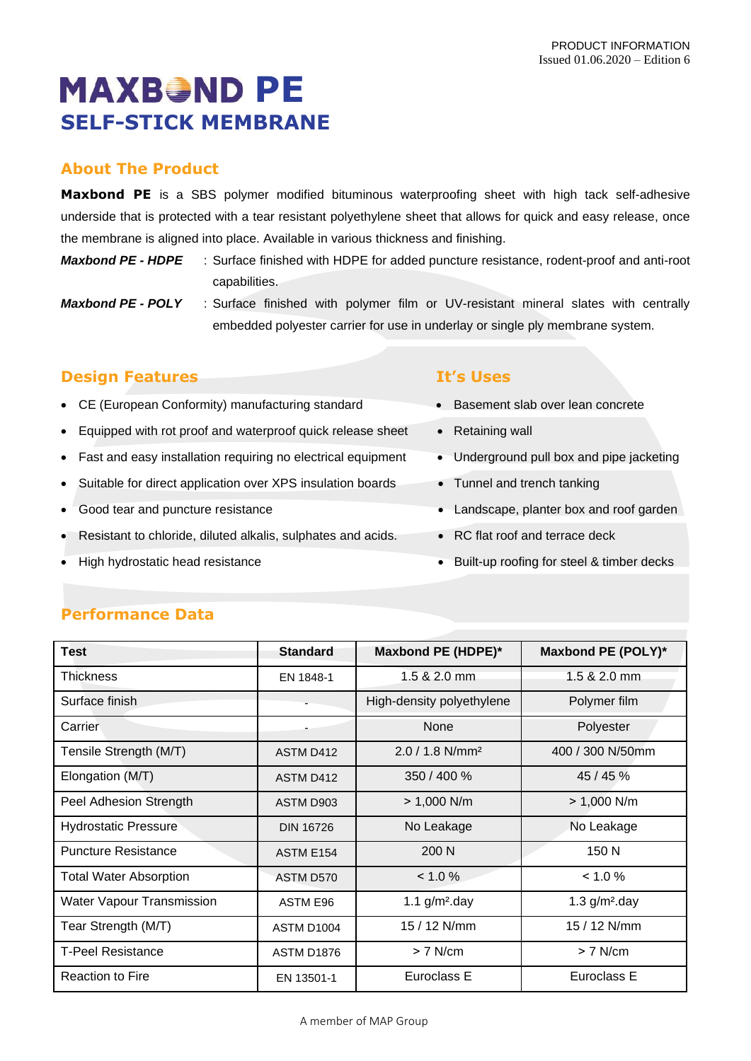PRODUCT INFORMATION
Issued 01.06.2020 – Edition 6

# MAXBOND PE
## SELF-STICK MEMBRANE

### About The Product

**Maxbond PE** is a SBS polymer modified bituminous waterproofing sheet with high tack self-adhesive underside that is protected with a tear resistant polyethylene sheet that allows for quick and easy release, once the membrane is aligned into place. Available in various thickness and finishing.

***Maxbond PE - HDPE*** : Surface finished with HDPE for added puncture resistance, rodent-proof and anti-root capabilities.

***Maxbond PE - POLY*** : Surface finished with polymer film or UV-resistant mineral slates with centrally embedded polyester carrier for use in underlay or single ply membrane system.

### Design Features

- CE (European Conformity) manufacturing standard
- Equipped with rot proof and waterproof quick release sheet
- Fast and easy installation requiring no electrical equipment
- Suitable for direct application over XPS insulation boards
- Good tear and puncture resistance
- Resistant to chloride, diluted alkalis, sulphates and acids.
- High hydrostatic head resistance

### It's Uses

- Basement slab over lean concrete
- Retaining wall
- Underground pull box and pipe jacketing
- Tunnel and trench tanking
- Landscape, planter box and roof garden
- RC flat roof and terrace deck
- Built-up roofing for steel & timber decks

### Performance Data

| **Test** | **Standard** | **Maxbond PE (HDPE)*** | **Maxbond PE (POLY)*** |
|---|---|---|---|
| Thickness | EN 1848-1 | 1.5 & 2.0 mm | 1.5 & 2.0 mm |
| Surface finish | - | High-density polyethylene | Polymer film |
| Carrier | - | None | Polyester |
| Tensile Strength (M/T) | ASTM D412 | 2.0 / 1.8 N/mm² | 400 / 300 N/50mm |
| Elongation (M/T) | ASTM D412 | 350 / 400 % | 45 / 45 % |
| Peel Adhesion Strength | ASTM D903 | > 1,000 N/m | > 1,000 N/m |
| Hydrostatic Pressure | DIN 16726 | No Leakage | No Leakage |
| Puncture Resistance | ASTM E154 | 200 N | 150 N |
| Total Water Absorption | ASTM D570 | < 1.0 % | < 1.0 % |
| Water Vapour Transmission | ASTM E96 | 1.1 g/m².day | 1.3 g/m².day |
| Tear Strength (M/T) | ASTM D1004 | 15 / 12 N/mm | 15 / 12 N/mm |
| T-Peel Resistance | ASTM D1876 | > 7 N/cm | > 7 N/cm |
| Reaction to Fire | EN 13501-1 | Euroclass E | Euroclass E |

A member of MAP Group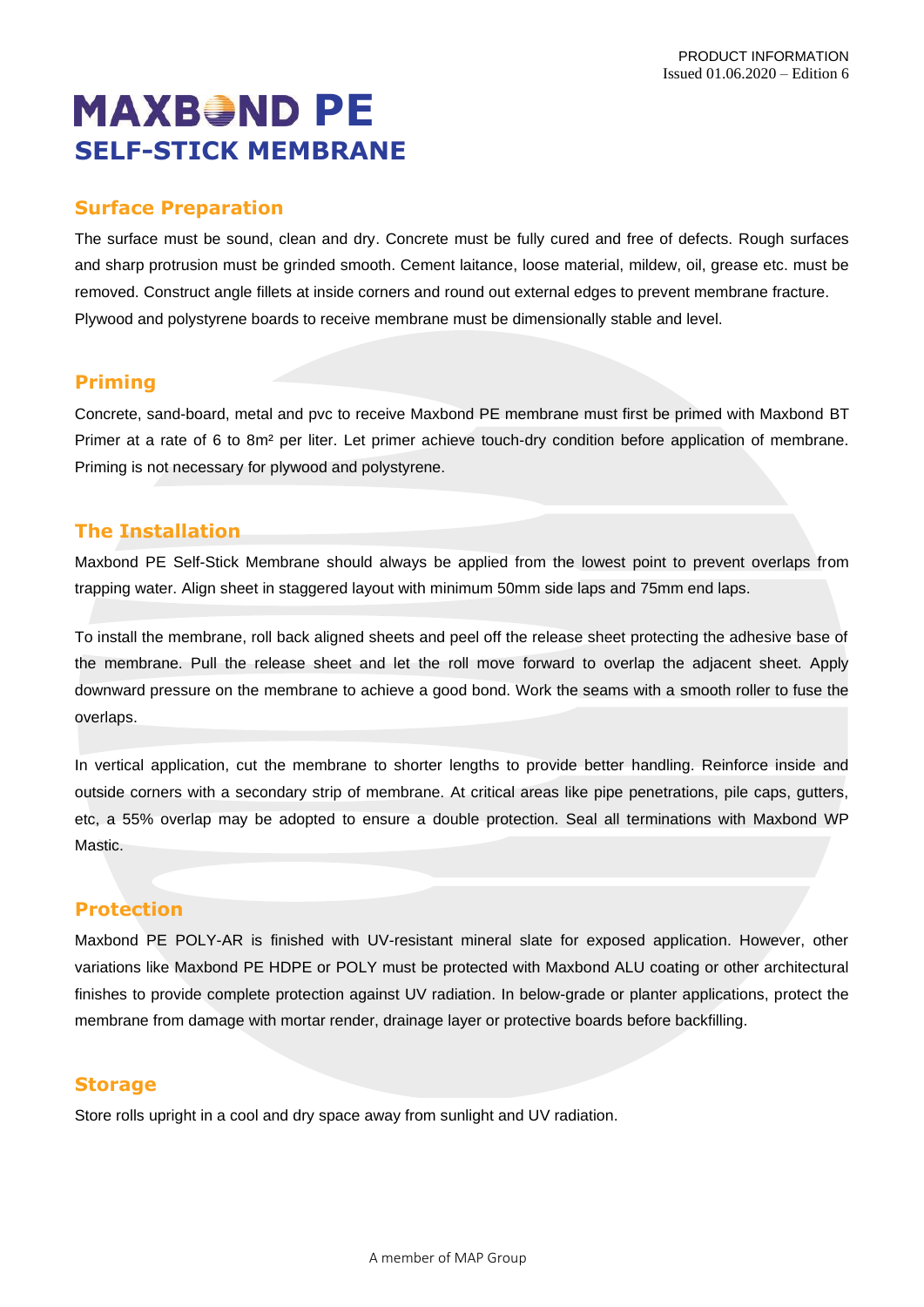# MAXBOND PE
## SELF-STICK MEMBRANE

### Surface Preparation

The surface must be sound, clean and dry. Concrete must be fully cured and free of defects. Rough surfaces and sharp protrusion must be grinded smooth. Cement laitance, loose material, mildew, oil, grease etc. must be removed. Construct angle fillets at inside corners and round out external edges to prevent membrane fracture. Plywood and polystyrene boards to receive membrane must be dimensionally stable and level.

### Priming

Concrete, sand-board, metal and pvc to receive Maxbond PE membrane must first be primed with Maxbond BT Primer at a rate of 6 to 8m² per liter. Let primer achieve touch-dry condition before application of membrane. Priming is not necessary for plywood and polystyrene.

### The Installation

Maxbond PE Self-Stick Membrane should always be applied from the lowest point to prevent overlaps from trapping water. Align sheet in staggered layout with minimum 50mm side laps and 75mm end laps.

To install the membrane, roll back aligned sheets and peel off the release sheet protecting the adhesive base of the membrane. Pull the release sheet and let the roll move forward to overlap the adjacent sheet. Apply downward pressure on the membrane to achieve a good bond. Work the seams with a smooth roller to fuse the overlaps.

In vertical application, cut the membrane to shorter lengths to provide better handling. Reinforce inside and outside corners with a secondary strip of membrane. At critical areas like pipe penetrations, pile caps, gutters, etc, a 55% overlap may be adopted to ensure a double protection. Seal all terminations with Maxbond WP Mastic.

### Protection

Maxbond PE POLY-AR is finished with UV-resistant mineral slate for exposed application. However, other variations like Maxbond PE HDPE or POLY must be protected with Maxbond ALU coating or other architectural finishes to provide complete protection against UV radiation. In below-grade or planter applications, protect the membrane from damage with mortar render, drainage layer or protective boards before backfilling.

### Storage

Store rolls upright in a cool and dry space away from sunlight and UV radiation.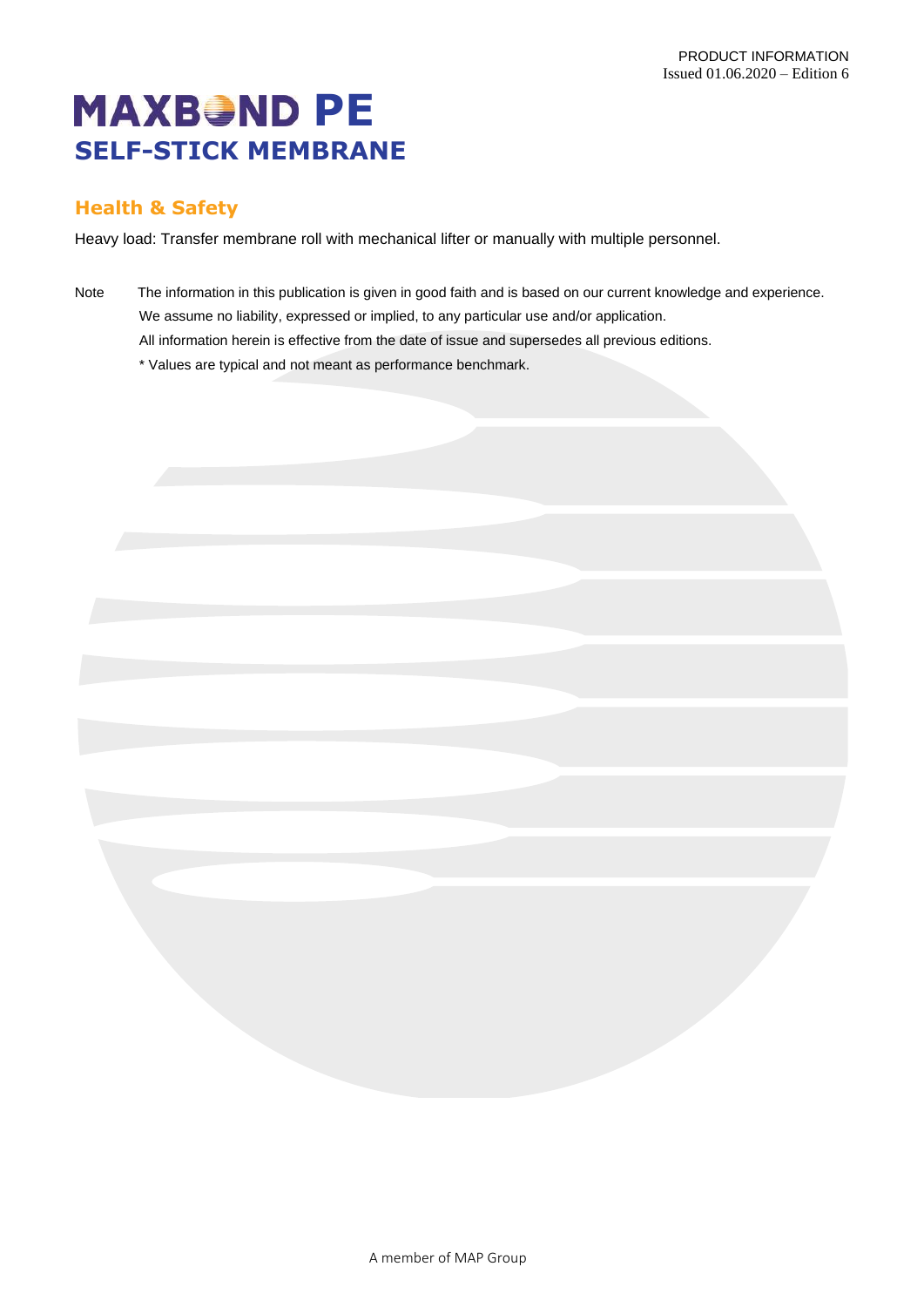# MAXBOND PE
## SELF-STICK MEMBRANE

### Health & Safety

Heavy load: Transfer membrane roll with mechanical lifter or manually with multiple personnel.

Note The information in this publication is given in good faith and is based on our current knowledge and experience.
We assume no liability, expressed or implied, to any particular use and/or application.
All information herein is effective from the date of issue and supersedes all previous editions.
* Values are typical and not meant as performance benchmark.